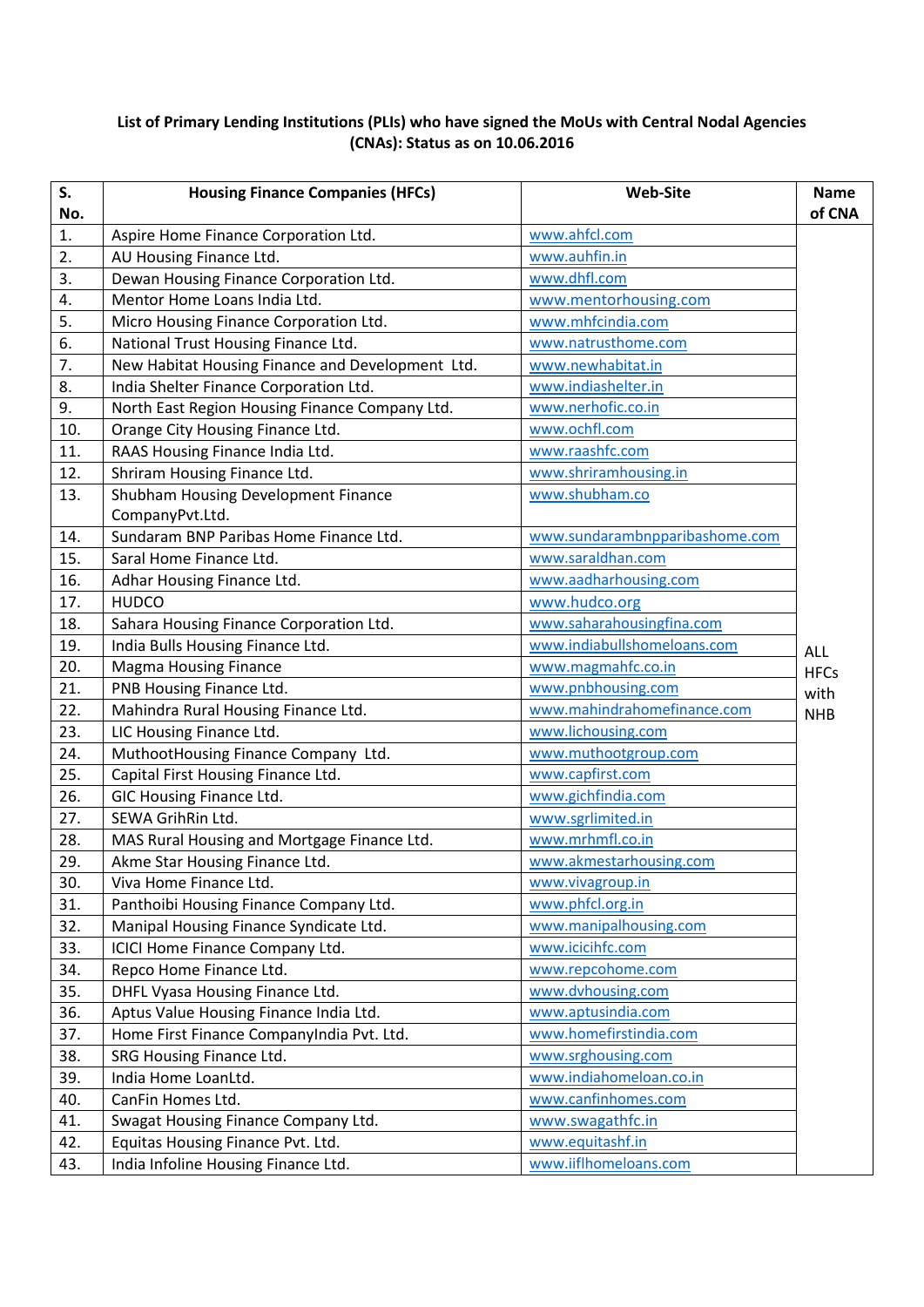**List of Primary Lending Institutions (PLIs) who have signed the MoUs with Central Nodal Agencies (CNAs): Status as on 10.06.2016**

| S. No. | Housing Finance Companies (HFCs) | Web-Site | Name of CNA |
|---|---|---|---|
| 1. | Aspire Home Finance Corporation Ltd. | www.ahfcl.com | ALL HFCs with NHB |
| 2. | AU Housing Finance Ltd. | www.auhfin.in | |
| 3. | Dewan Housing Finance Corporation Ltd. | www.dhfl.com | |
| 4. | Mentor Home Loans India Ltd. | www.mentorhousing.com | |
| 5. | Micro Housing Finance Corporation Ltd. | www.mhfcindia.com | |
| 6. | National Trust Housing Finance Ltd. | www.natrusthome.com | |
| 7. | New Habitat Housing Finance and Development Ltd. | www.newhabitat.in | |
| 8. | India Shelter Finance Corporation Ltd. | www.indiashelter.in | |
| 9. | North East Region Housing Finance Company Ltd. | www.nerhofic.co.in | |
| 10. | Orange City Housing Finance Ltd. | www.ochfl.com | |
| 11. | RAAS Housing Finance India Ltd. | www.raashfc.com | |
| 12. | Shriram Housing Finance Ltd. | www.shriramhousing.in | |
| 13. | Shubham Housing Development Finance CompanyPvt.Ltd. | www.shubham.co | |
| 14. | Sundaram BNP Paribas Home Finance Ltd. | www.sundarambnpparibashome.com | |
| 15. | Saral Home Finance Ltd. | www.saraldhan.com | |
| 16. | Adhar Housing Finance Ltd. | www.aadharhousing.com | |
| 17. | HUDCO | www.hudco.org | |
| 18. | Sahara Housing Finance Corporation Ltd. | www.saharahousingfina.com | |
| 19. | India Bulls Housing Finance Ltd. | www.indiabullshomeloans.com | |
| 20. | Magma Housing Finance | www.magmahfc.co.in | |
| 21. | PNB Housing Finance Ltd. | www.pnbhousing.com | |
| 22. | Mahindra Rural Housing Finance Ltd. | www.mahindrahomefinance.com | |
| 23. | LIC Housing Finance Ltd. | www.lichousing.com | |
| 24. | MuthootHousing Finance Company Ltd. | www.muthootgroup.com | |
| 25. | Capital First Housing Finance Ltd. | www.capfirst.com | |
| 26. | GIC Housing Finance Ltd. | www.gichfindia.com | |
| 27. | SEWA GrihRin Ltd. | www.sgrlimited.in | |
| 28. | MAS Rural Housing and Mortgage Finance Ltd. | www.mrhmfl.co.in | |
| 29. | Akme Star Housing Finance Ltd. | www.akmestarhousing.com | |
| 30. | Viva Home Finance Ltd. | www.vivagroup.in | |
| 31. | Panthoibi Housing Finance Company Ltd. | www.phfcl.org.in | |
| 32. | Manipal Housing Finance Syndicate Ltd. | www.manipalhousing.com | |
| 33. | ICICI Home Finance Company Ltd. | www.icicihfc.com | |
| 34. | Repco Home Finance Ltd. | www.repcohome.com | |
| 35. | DHFL Vyasa Housing Finance Ltd. | www.dvhousing.com | |
| 36. | Aptus Value Housing Finance India Ltd. | www.aptusindia.com | |
| 37. | Home First Finance CompanyIndia Pvt. Ltd. | www.homefirstindia.com | |
| 38. | SRG Housing Finance Ltd. | www.srghousing.com | |
| 39. | India Home LoanLtd. | www.indiahomeloan.co.in | |
| 40. | CanFin Homes Ltd. | www.canfinhomes.com | |
| 41. | Swagat Housing Finance Company Ltd. | www.swagathfc.in | |
| 42. | Equitas Housing Finance Pvt. Ltd. | www.equitashf.in | |
| 43. | India Infoline Housing Finance Ltd. | www.iiflhomeloans.com | |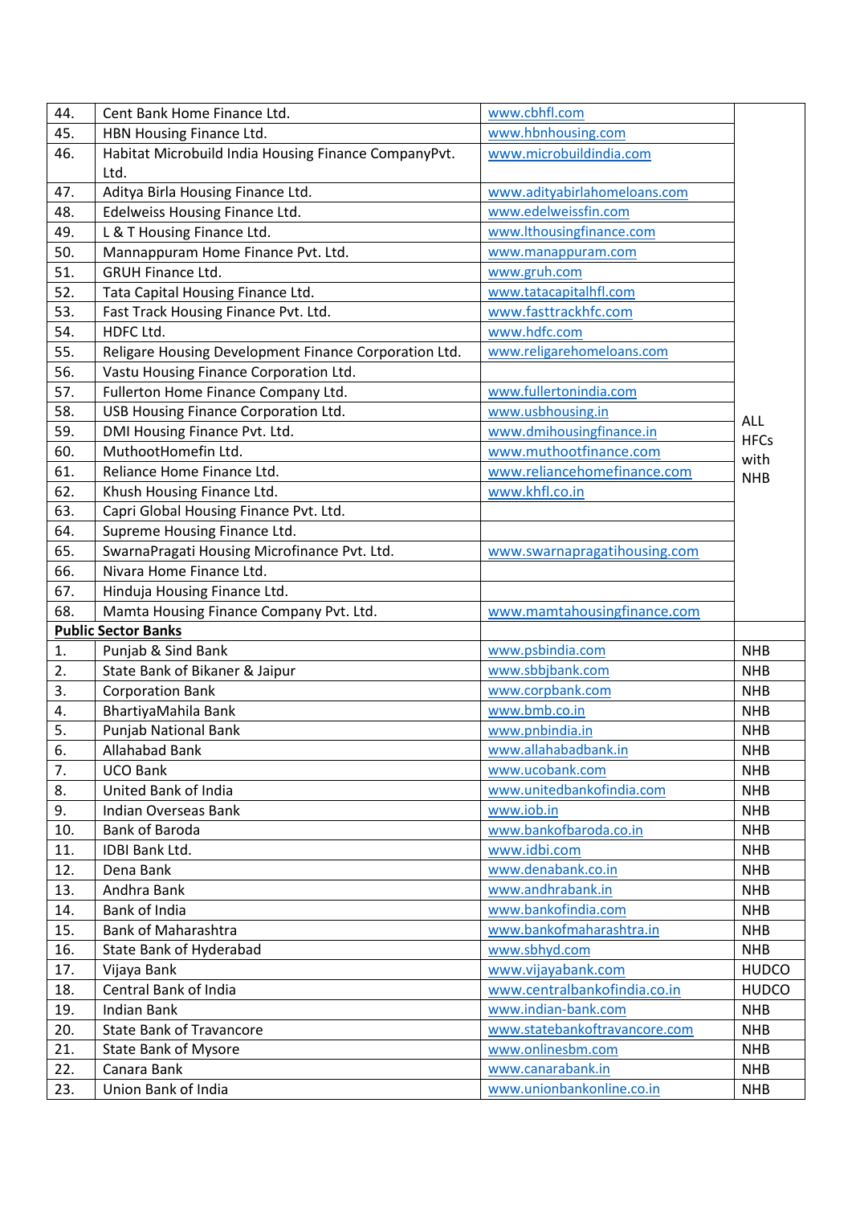| | | | |
|---|---|---|---|
| 44. | Cent Bank Home Finance Ltd. | www.cbhfl.com | ALL HFCs with NHB |
| 45. | HBN Housing Finance Ltd. | www.hbnhousing.com | |
| 46. | Habitat Microbuild India Housing Finance CompanyPvt. Ltd. | www.microbuildindia.com | |
| 47. | Aditya Birla Housing Finance Ltd. | www.adityabirlahomeloans.com | |
| 48. | Edelweiss Housing Finance Ltd. | www.edelweissfin.com | |
| 49. | L & T Housing Finance Ltd. | www.lthousingfinance.com | |
| 50. | Mannappuram Home Finance Pvt. Ltd. | www.manappuram.com | |
| 51. | GRUH Finance Ltd. | www.gruh.com | |
| 52. | Tata Capital Housing Finance Ltd. | www.tatacapitalhfl.com | |
| 53. | Fast Track Housing Finance Pvt. Ltd. | www.fasttrackhfc.com | |
| 54. | HDFC Ltd. | www.hdfc.com | |
| 55. | Religare Housing Development Finance Corporation Ltd. | www.religarehomeloans.com | |
| 56. | Vastu Housing Finance Corporation Ltd. | | |
| 57. | Fullerton Home Finance Company Ltd. | www.fullertonindia.com | |
| 58. | USB Housing Finance Corporation Ltd. | www.usbhousing.in | |
| 59. | DMI Housing Finance Pvt. Ltd. | www.dmihousingfinance.in | |
| 60. | MuthootHomefin Ltd. | www.muthootfinance.com | |
| 61. | Reliance Home Finance Ltd. | www.reliancehomefinance.com | |
| 62. | Khush Housing Finance Ltd. | www.khfl.co.in | |
| 63. | Capri Global Housing Finance Pvt. Ltd. | | |
| 64. | Supreme Housing Finance Ltd. | | |
| 65. | SwarnaPragati Housing Microfinance Pvt. Ltd. | www.swarnapragatihousing.com | |
| 66. | Nivara Home Finance Ltd. | | |
| 67. | Hinduja Housing Finance Ltd. | | |
| 68. | Mamta Housing Finance Company Pvt. Ltd. | www.mamtahousingfinance.com | |
| **Public Sector Banks** | | | |
| 1. | Punjab & Sind Bank | www.psbindia.com | NHB |
| 2. | State Bank of Bikaner & Jaipur | www.sbbjbank.com | NHB |
| 3. | Corporation Bank | www.corpbank.com | NHB |
| 4. | BhartiyaMahila Bank | www.bmb.co.in | NHB |
| 5. | Punjab National Bank | www.pnbindia.in | NHB |
| 6. | Allahabad Bank | www.allahabadbank.in | NHB |
| 7. | UCO Bank | www.ucobank.com | NHB |
| 8. | United Bank of India | www.unitedbankofindia.com | NHB |
| 9. | Indian Overseas Bank | www.iob.in | NHB |
| 10. | Bank of Baroda | www.bankofbaroda.co.in | NHB |
| 11. | IDBI Bank Ltd. | www.idbi.com | NHB |
| 12. | Dena Bank | www.denabank.co.in | NHB |
| 13. | Andhra Bank | www.andhrabank.in | NHB |
| 14. | Bank of India | www.bankofindia.com | NHB |
| 15. | Bank of Maharashtra | www.bankofmaharashtra.in | NHB |
| 16. | State Bank of Hyderabad | www.sbhyd.com | NHB |
| 17. | Vijaya Bank | www.vijayabank.com | HUDCO |
| 18. | Central Bank of India | www.centralbankofindia.co.in | HUDCO |
| 19. | Indian Bank | www.indian-bank.com | NHB |
| 20. | State Bank of Travancore | www.statebankoftravancore.com | NHB |
| 21. | State Bank of Mysore | www.onlinesbm.com | NHB |
| 22. | Canara Bank | www.canarabank.in | NHB |
| 23. | Union Bank of India | www.unionbankonline.co.in | NHB |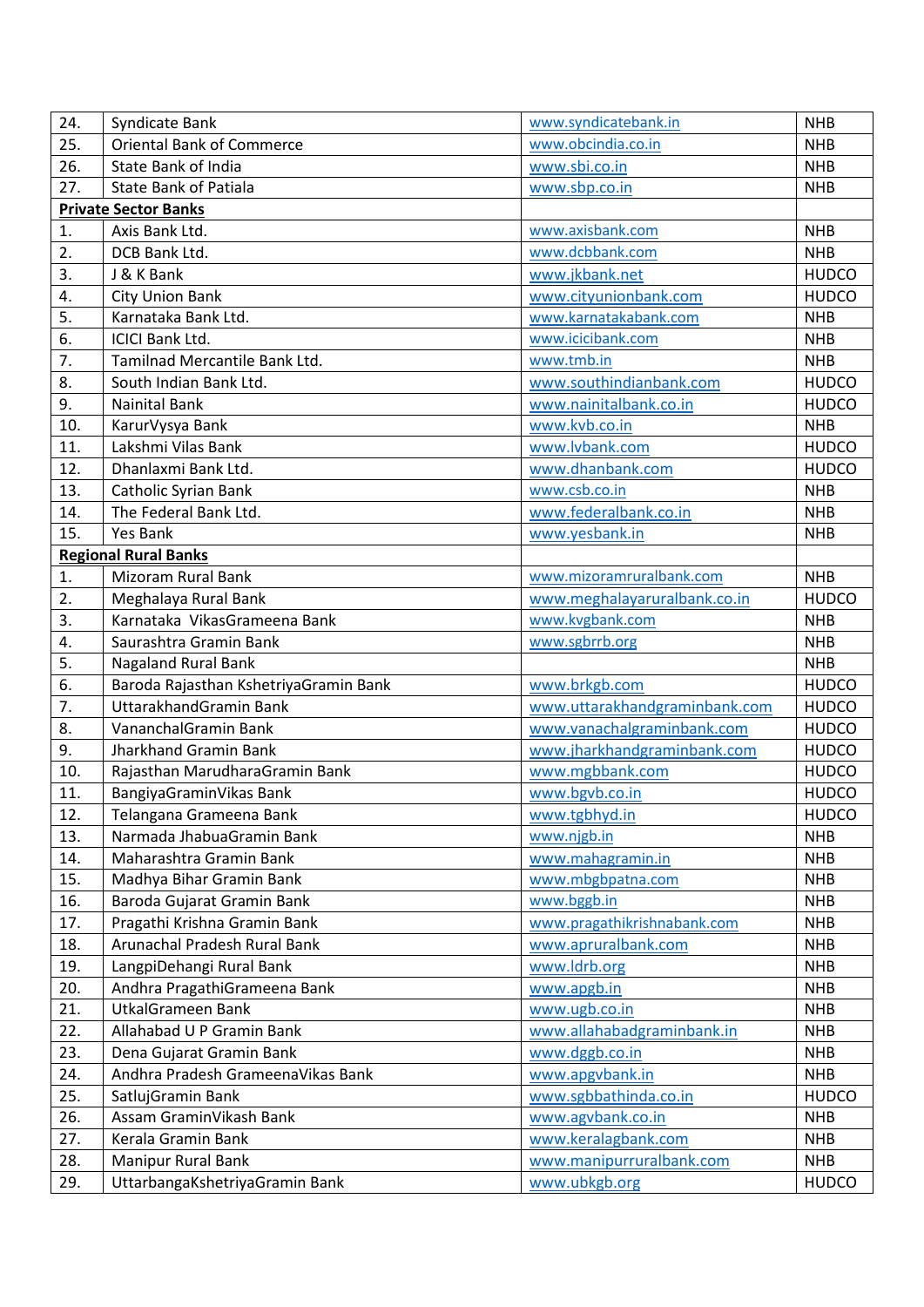| | | | |
|---|---|---|---|
| 24. | Syndicate Bank | www.syndicatebank.in | NHB |
| 25. | Oriental Bank of Commerce | www.obcindia.co.in | NHB |
| 26. | State Bank of India | www.sbi.co.in | NHB |
| 27. | State Bank of Patiala | www.sbp.co.in | NHB |
| **Private Sector Banks** | | | |
| 1. | Axis Bank Ltd. | www.axisbank.com | NHB |
| 2. | DCB Bank Ltd. | www.dcbbank.com | NHB |
| 3. | J & K Bank | www.jkbank.net | HUDCO |
| 4. | City Union Bank | www.cityunionbank.com | HUDCO |
| 5. | Karnataka Bank Ltd. | www.karnatakabank.com | NHB |
| 6. | ICICI Bank Ltd. | www.icicibank.com | NHB |
| 7. | Tamilnad Mercantile Bank Ltd. | www.tmb.in | NHB |
| 8. | South Indian Bank Ltd. | www.southindianbank.com | HUDCO |
| 9. | Nainital Bank | www.nainitalbank.co.in | HUDCO |
| 10. | KarurVysya Bank | www.kvb.co.in | NHB |
| 11. | Lakshmi Vilas Bank | www.lvbank.com | HUDCO |
| 12. | Dhanlaxmi Bank Ltd. | www.dhanbank.com | HUDCO |
| 13. | Catholic Syrian Bank | www.csb.co.in | NHB |
| 14. | The Federal Bank Ltd. | www.federalbank.co.in | NHB |
| 15. | Yes Bank | www.yesbank.in | NHB |
| **Regional Rural Banks** | | | |
| 1. | Mizoram Rural Bank | www.mizoramruralbank.com | NHB |
| 2. | Meghalaya Rural Bank | www.meghalayaruralbank.co.in | HUDCO |
| 3. | Karnataka VikasGrameena Bank | www.kvgbank.com | NHB |
| 4. | Saurashtra Gramin Bank | www.sgbrrb.org | NHB |
| 5. | Nagaland Rural Bank | | NHB |
| 6. | Baroda Rajasthan KshetriyaGramin Bank | www.brkgb.com | HUDCO |
| 7. | UttarakhandGramin Bank | www.uttarakhandgraminbank.com | HUDCO |
| 8. | VananchalGramin Bank | www.vanachalgraminbank.com | HUDCO |
| 9. | Jharkhand Gramin Bank | www.jharkhandgraminbank.com | HUDCO |
| 10. | Rajasthan MarudharaGramin Bank | www.mgbbank.com | HUDCO |
| 11. | BangiyaGraminVikas Bank | www.bgvb.co.in | HUDCO |
| 12. | Telangana Grameena Bank | www.tgbhyd.in | HUDCO |
| 13. | Narmada JhabuaGramin Bank | www.njgb.in | NHB |
| 14. | Maharashtra Gramin Bank | www.mahagramin.in | NHB |
| 15. | Madhya Bihar Gramin Bank | www.mbgbpatna.com | NHB |
| 16. | Baroda Gujarat Gramin Bank | www.bggb.in | NHB |
| 17. | Pragathi Krishna Gramin Bank | www.pragathikrishnabank.com | NHB |
| 18. | Arunachal Pradesh Rural Bank | www.apruralbank.com | NHB |
| 19. | LangpiDehangi Rural Bank | www.ldrb.org | NHB |
| 20. | Andhra PragathiGrameena Bank | www.apgb.in | NHB |
| 21. | UtkalGrameen Bank | www.ugb.co.in | NHB |
| 22. | Allahabad U P Gramin Bank | www.allahabadgraminbank.in | NHB |
| 23. | Dena Gujarat Gramin Bank | www.dggb.co.in | NHB |
| 24. | Andhra Pradesh GrameenaVikas Bank | www.apgvbank.in | NHB |
| 25. | SatlujGramin Bank | www.sgbbathinda.co.in | HUDCO |
| 26. | Assam GraminVikash Bank | www.agvbank.co.in | NHB |
| 27. | Kerala Gramin Bank | www.keralagbank.com | NHB |
| 28. | Manipur Rural Bank | www.manipurruralbank.com | NHB |
| 29. | UttarbangaKshetriyaGramin Bank | www.ubkgb.org | HUDCO |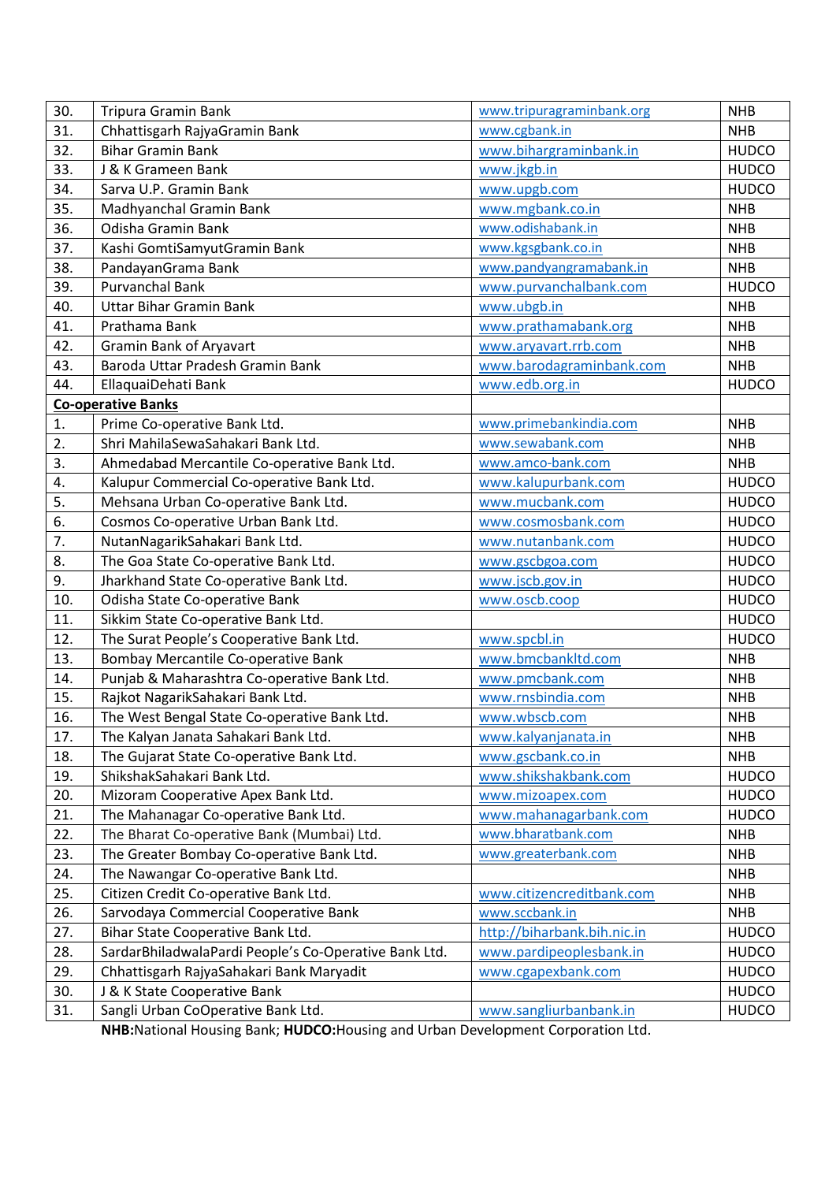| | | | |
|---|---|---|---|
| 30. | Tripura Gramin Bank | www.tripuragraminbank.org | NHB |
| 31. | Chhattisgarh RajyaGramin Bank | www.cgbank.in | NHB |
| 32. | Bihar Gramin Bank | www.bihargraminbank.in | HUDCO |
| 33. | J & K Grameen Bank | www.jkgb.in | HUDCO |
| 34. | Sarva U.P. Gramin Bank | www.upgb.com | HUDCO |
| 35. | Madhyanchal Gramin Bank | www.mgbank.co.in | NHB |
| 36. | Odisha Gramin Bank | www.odishabank.in | NHB |
| 37. | Kashi GomtiSamyutGramin Bank | www.kgsgbank.co.in | NHB |
| 38. | PandayanGrama Bank | www.pandyangramabank.in | NHB |
| 39. | Purvanchal Bank | www.purvanchalbank.com | HUDCO |
| 40. | Uttar Bihar Gramin Bank | www.ubgb.in | NHB |
| 41. | Prathama Bank | www.prathamabank.org | NHB |
| 42. | Gramin Bank of Aryavart | www.aryavart.rrb.com | NHB |
| 43. | Baroda Uttar Pradesh Gramin Bank | www.barodagraminbank.com | NHB |
| 44. | EllaquaiDehati Bank | www.edb.org.in | HUDCO |
| **Co-operative Banks** | | | |
| 1. | Prime Co-operative Bank Ltd. | www.primebankindia.com | NHB |
| 2. | Shri MahilaSewaSahakari Bank Ltd. | www.sewabank.com | NHB |
| 3. | Ahmedabad Mercantile Co-operative Bank Ltd. | www.amco-bank.com | NHB |
| 4. | Kalupur Commercial Co-operative Bank Ltd. | www.kalupurbank.com | HUDCO |
| 5. | Mehsana Urban Co-operative Bank Ltd. | www.mucbank.com | HUDCO |
| 6. | Cosmos Co-operative Urban Bank Ltd. | www.cosmosbank.com | HUDCO |
| 7. | NutanNagarikSahakari Bank Ltd. | www.nutanbank.com | HUDCO |
| 8. | The Goa State Co-operative Bank Ltd. | www.gscbgoa.com | HUDCO |
| 9. | Jharkhand State Co-operative Bank Ltd. | www.jscb.gov.in | HUDCO |
| 10. | Odisha State Co-operative Bank | www.oscb.coop | HUDCO |
| 11. | Sikkim State Co-operative Bank Ltd. | | HUDCO |
| 12. | The Surat People's Cooperative Bank Ltd. | www.spcbl.in | HUDCO |
| 13. | Bombay Mercantile Co-operative Bank | www.bmcbankltd.com | NHB |
| 14. | Punjab & Maharashtra Co-operative Bank Ltd. | www.pmcbank.com | NHB |
| 15. | Rajkot NagarikSahakari Bank Ltd. | www.rnsbindia.com | NHB |
| 16. | The West Bengal State Co-operative Bank Ltd. | www.wbscb.com | NHB |
| 17. | The Kalyan Janata Sahakari Bank Ltd. | www.kalyanjanata.in | NHB |
| 18. | The Gujarat State Co-operative Bank Ltd. | www.gscbank.co.in | NHB |
| 19. | ShikshakSahakari Bank Ltd. | www.shikshakbank.com | HUDCO |
| 20. | Mizoram Cooperative Apex Bank Ltd. | www.mizoapex.com | HUDCO |
| 21. | The Mahanagar Co-operative Bank Ltd. | www.mahanagarbank.com | HUDCO |
| 22. | The Bharat Co-operative Bank (Mumbai) Ltd. | www.bharatbank.com | NHB |
| 23. | The Greater Bombay Co-operative Bank Ltd. | www.greaterbank.com | NHB |
| 24. | The Nawangar Co-operative Bank Ltd. | | NHB |
| 25. | Citizen Credit Co-operative Bank Ltd. | www.citizencreditbank.com | NHB |
| 26. | Sarvodaya Commercial Cooperative Bank | www.sccbank.in | NHB |
| 27. | Bihar State Cooperative Bank Ltd. | http://biharbank.bih.nic.in | HUDCO |
| 28. | SardarBhiladwalaPardi People's Co-Operative Bank Ltd. | www.pardipeoplesbank.in | HUDCO |
| 29. | Chhattisgarh RajyaSahakari Bank Maryadit | www.cgapexbank.com | HUDCO |
| 30. | J & K State Cooperative Bank | | HUDCO |
| 31. | Sangli Urban CoOperative Bank Ltd. | www.sangliurbanbank.in | HUDCO |

**NHB:**National Housing Bank; **HUDCO:**Housing and Urban Development Corporation Ltd.